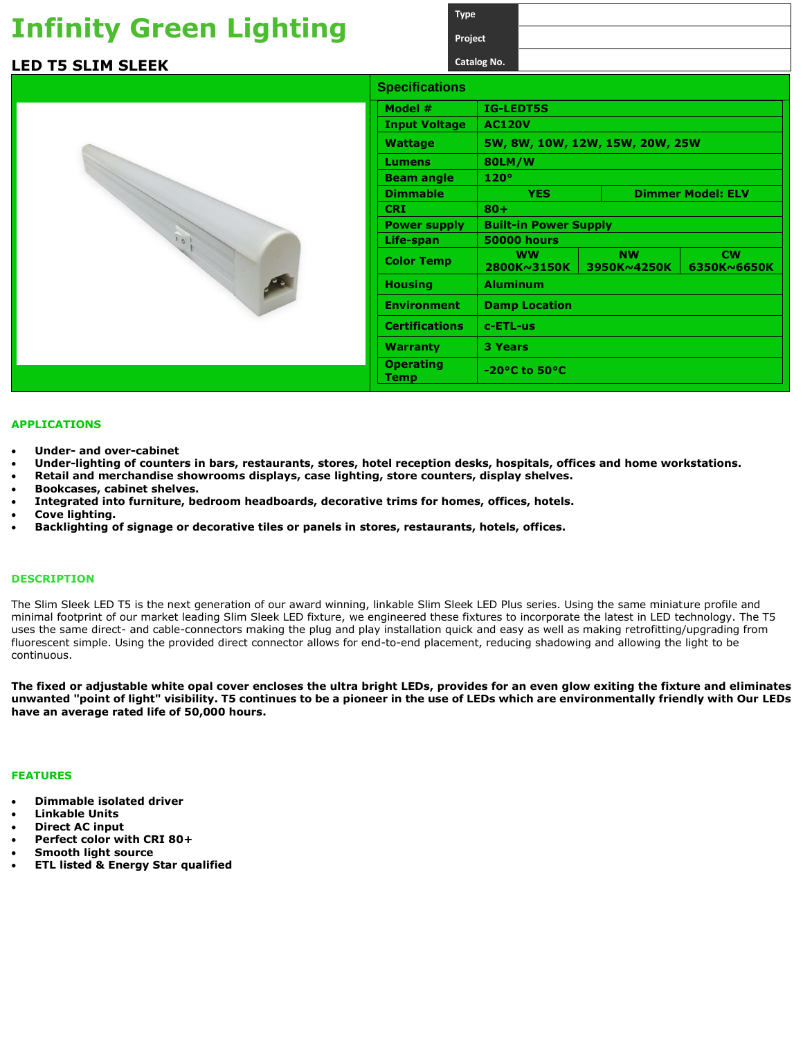# Infinity Green Lighting

| Type | |
|---|---|
| Project | |
| Catalog No. | |

## LED T5 SLIM SLEEK

### Specifications

| | | | |
|---|---|---|---|
| **Model #** | **IG-LEDT5S** | | |
| **Input Voltage** | **AC120V** | | |
| **Wattage** | **5W, 8W, 10W, 12W, 15W, 20W, 25W** | | |
| **Lumens** | **80LM/W** | | |
| **Beam angle** | **120°** | | |
| **Dimmable** | **YES** | **Dimmer Model: ELV** | |
| **CRI** | **80+** | | |
| **Power supply** | **Built-in Power Supply** | | |
| **Life-span** | **50000 hours** | | |
| **Color Temp** | **WW 2800K~3150K** | **NW 3950K~4250K** | **CW 6350K~6650K** |
| **Housing** | **Aluminum** | | |
| **Environment** | **Damp Location** | | |
| **Certifications** | **c-ETL-us** | | |
| **Warranty** | **3 Years** | | |
| **Operating Temp** | **-20°C to 50°C** | | |

## APPLICATIONS

- **Under- and over-cabinet**
- **Under-lighting of counters in bars, restaurants, stores, hotel reception desks, hospitals, offices and home workstations.**
- **Retail and merchandise showrooms displays, case lighting, store counters, display shelves.**
- **Bookcases, cabinet shelves.**
- **Integrated into furniture, bedroom headboards, decorative trims for homes, offices, hotels.**
- **Cove lighting.**
- **Backlighting of signage or decorative tiles or panels in stores, restaurants, hotels, offices.**

## DESCRIPTION

The Slim Sleek LED T5 is the next generation of our award winning, linkable Slim Sleek LED Plus series. Using the same miniature profile and minimal footprint of our market leading Slim Sleek LED fixture, we engineered these fixtures to incorporate the latest in LED technology. The T5 uses the same direct- and cable-connectors making the plug and play installation quick and easy as well as making retrofitting/upgrading from fluorescent simple. Using the provided direct connector allows for end-to-end placement, reducing shadowing and allowing the light to be continuous.

**The fixed or adjustable white opal cover encloses the ultra bright LEDs, provides for an even glow exiting the fixture and eliminates unwanted "point of light" visibility. T5 continues to be a pioneer in the use of LEDs which are environmentally friendly with Our LEDs have an average rated life of 50,000 hours.**

## FEATURES

- **Dimmable isolated driver**
- **Linkable Units**
- **Direct AC input**
- **Perfect color with CRI 80+**
- **Smooth light source**
- **ETL listed & Energy Star qualified**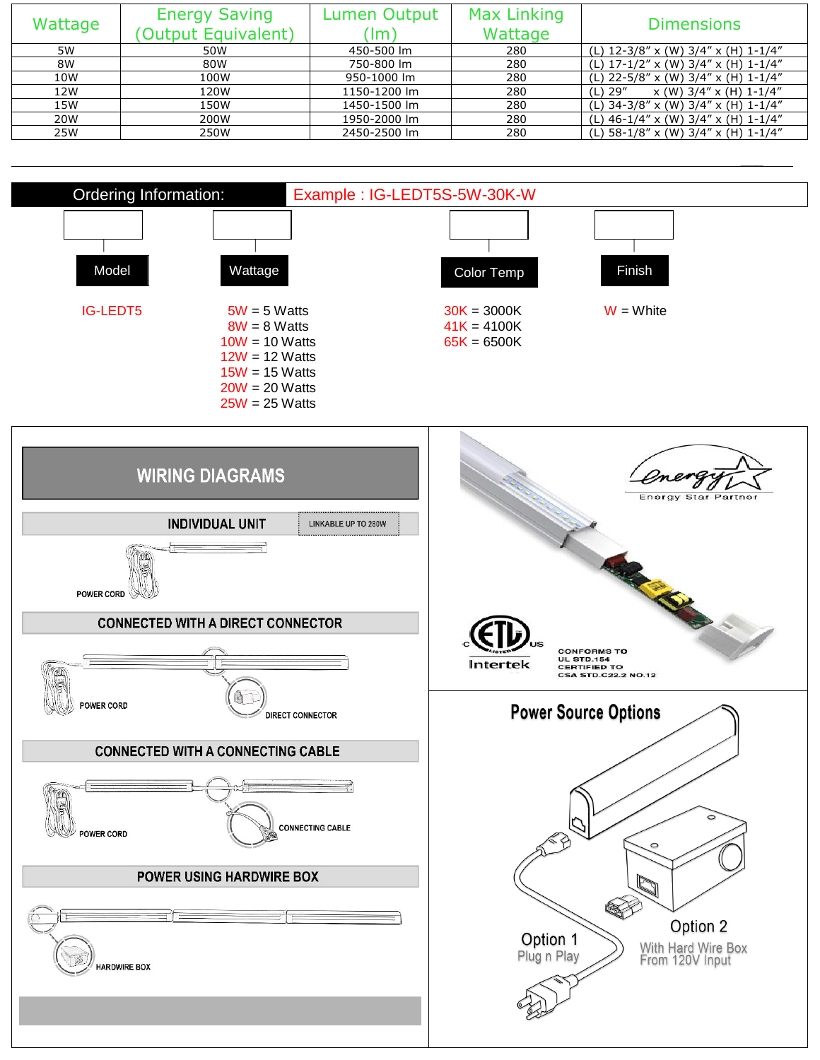| Wattage | Energy Saving (Output Equivalent) | Lumen Output (lm) | Max Linking Wattage | Dimensions |
|---|---|---|---|---|
| 5W | 50W | 450-500 lm | 280 | (L) 12-3/8″ x (W) 3/4″ x (H) 1-1/4″ |
| 8W | 80W | 750-800 lm | 280 | (L) 17-1/2″ x (W) 3/4″ x (H) 1-1/4″ |
| 10W | 100W | 950-1000 lm | 280 | (L) 22-5/8″ x (W) 3/4″ x (H) 1-1/4″ |
| 12W | 120W | 1150-1200 lm | 280 | (L) 29″ x (W) 3/4″ x (H) 1-1/4″ |
| 15W | 150W | 1450-1500 lm | 280 | (L) 34-3/8″ x (W) 3/4″ x (H) 1-1/4″ |
| 20W | 200W | 1950-2000 lm | 280 | (L) 46-1/4″ x (W) 3/4″ x (H) 1-1/4″ |
| 25W | 250W | 2450-2500 lm | 280 | (L) 58-1/8″ x (W) 3/4″ x (H) 1-1/4″ |

## Ordering Information:

Example : IG-LEDT5S-5W-30K-W

| Model | Wattage | Color Temp | Finish |
|---|---|---|---|
| IG-LEDT5 | 5W = 5 Watts | 30K = 3000K | W = White |
| | 8W = 8 Watts | 41K = 4100K | |
| | 10W = 10 Watts | 65K = 6500K | |
| | 12W = 12 Watts | | |
| | 15W = 15 Watts | | |
| | 20W = 20 Watts | | |
| | 25W = 25 Watts | | |

## WIRING DIAGRAMS

**INDIVIDUAL UNIT** — LINKABLE UP TO 280W

POWER CORD

**CONNECTED WITH A DIRECT CONNECTOR**

POWER CORD — DIRECT CONNECTOR

**CONNECTED WITH A CONNECTING CABLE**

POWER CORD — CONNECTING CABLE

**POWER USING HARDWIRE BOX**

HARDWIRE BOX

Energy Star Partner

Intertek — CONFORMS TO UL STD.154 CERTIFIED TO CSA STD.C22.2 NO.12

## Power Source Options

Option 1 — Plug n Play

Option 2 — With Hard Wire Box From 120V Input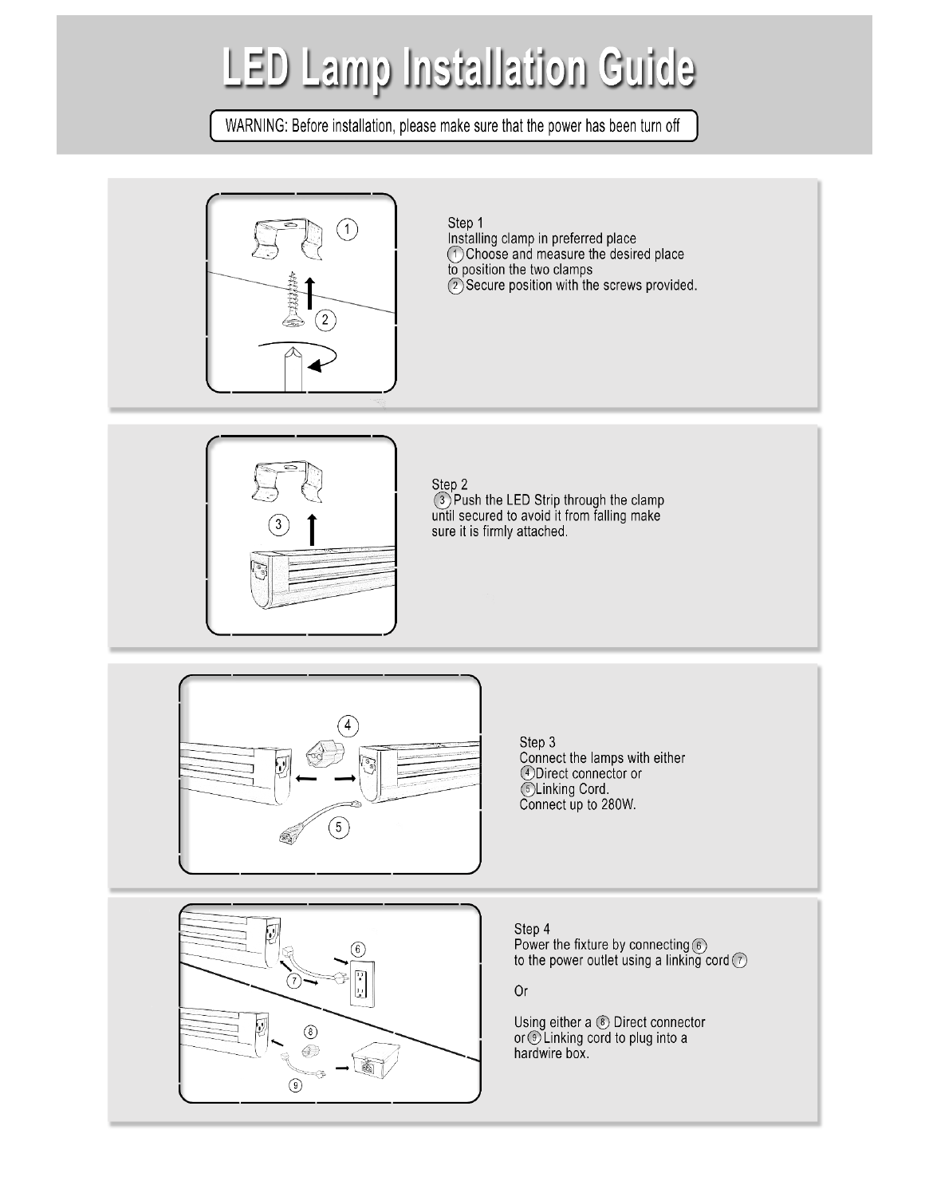# LED Lamp Installation Guide

WARNING: Before installation, please make sure that the power has been turn off

Step 1
Installing clamp in preferred place
① Choose and measure the desired place to position the two clamps
② Secure position with the screws provided.

Step 2
③ Push the LED Strip through the clamp until secured to avoid it from falling make sure it is firmly attached.

Step 3
Connect the lamps with either
④ Direct connector or
⑤ Linking Cord.
Connect up to 280W.

Step 4
Power the fixture by connecting ⑥ to the power outlet using a linking cord ⑦

Or

Using either a ⑧ Direct connector or ⑨ Linking cord to plug into a hardwire box.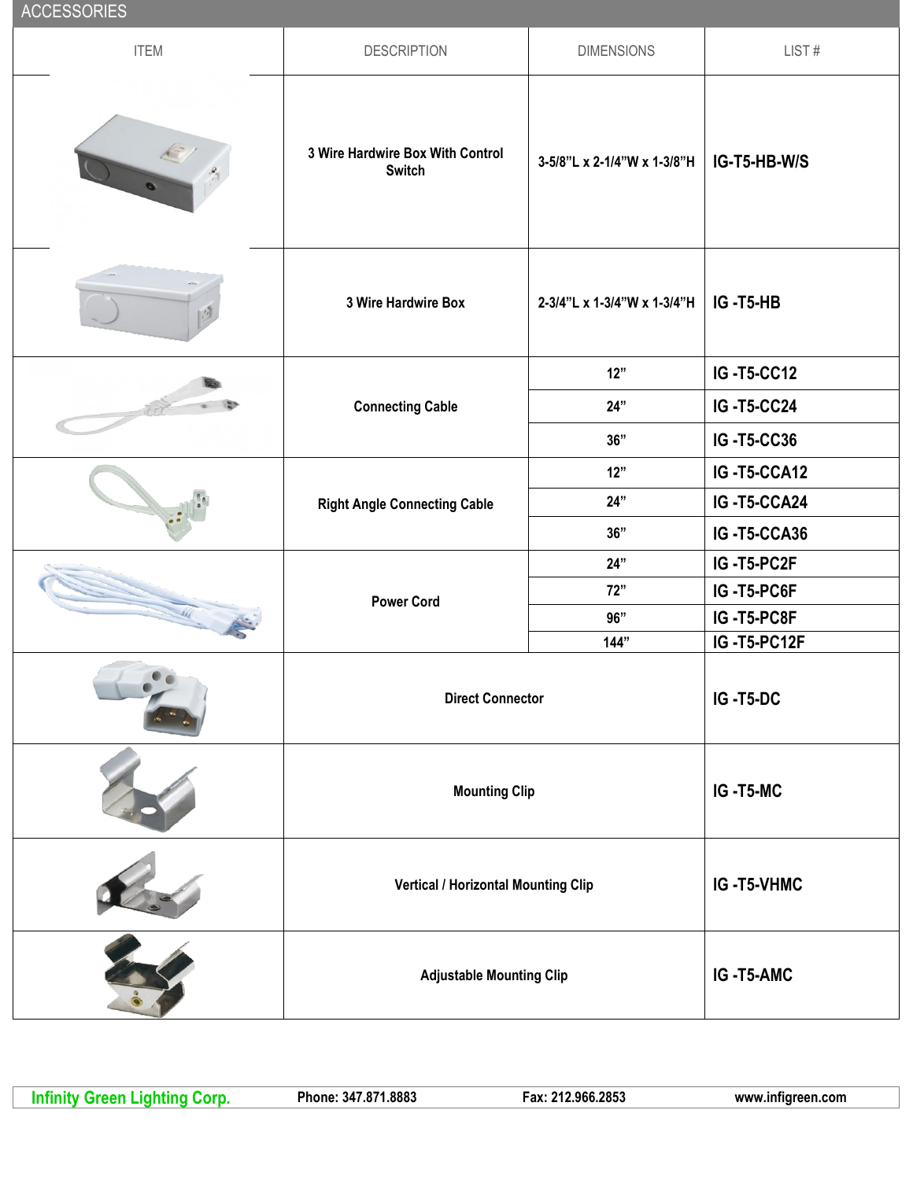## ACCESSORIES

| ITEM | DESCRIPTION | DIMENSIONS | LIST # |
|---|---|---|---|
| | 3 Wire Hardwire Box With Control Switch | 3-5/8"L x 2-1/4"W x 1-3/8"H | IG-T5-HB-W/S |
| | 3 Wire Hardwire Box | 2-3/4"L x 1-3/4"W x 1-3/4"H | IG -T5-HB |
| | Connecting Cable | 12" | IG -T5-CC12 |
| | | 24" | IG -T5-CC24 |
| | | 36" | IG -T5-CC36 |
| | Right Angle Connecting Cable | 12" | IG -T5-CCA12 |
| | | 24" | IG -T5-CCA24 |
| | | 36" | IG -T5-CCA36 |
| | Power Cord | 24" | IG -T5-PC2F |
| | | 72" | IG -T5-PC6F |
| | | 96" | IG -T5-PC8F |
| | | 144" | IG -T5-PC12F |
| | Direct Connector | | IG -T5-DC |
| | Mounting Clip | | IG -T5-MC |
| | Vertical / Horizontal Mounting Clip | | IG -T5-VHMC |
| | Adjustable Mounting Clip | | IG -T5-AMC |

Infinity Green Lighting Corp. Phone: 347.871.8883 Fax: 212.966.2853 www.infigreen.com